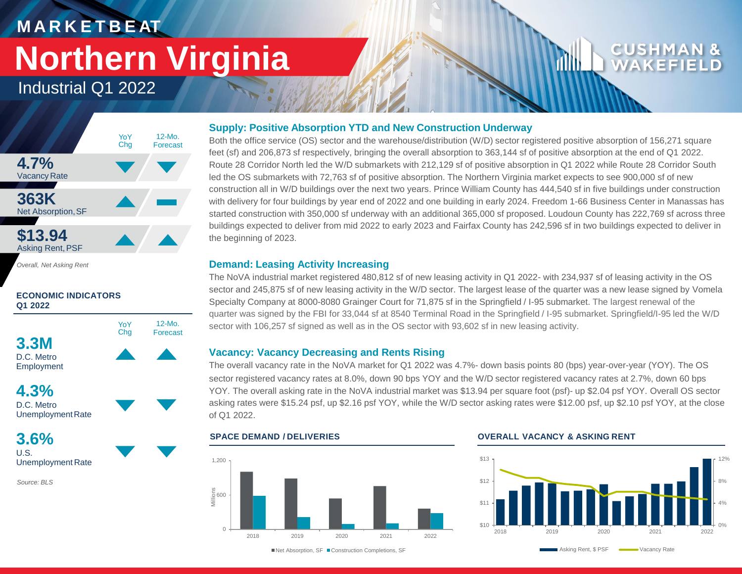# MARKETBEAT

# Northern Virginia

## Industrial Q1 2022

CUSHMAN & WAKEFIELD

| | YoY Chg | 12-Mo. Forecast |
|---|---|---|
| **4.7%** Vacancy Rate | ▼ | ▼ |
| **363K** Net Absorption, SF | ▲ | ▬ |
| **$13.94** Asking Rent, PSF | ▲ | ▲ |

*Overall, Net Asking Rent*

**ECONOMIC INDICATORS Q1 2022**

| | YoY Chg | 12-Mo. Forecast |
|---|---|---|
| **3.3M** D.C. Metro Employment | ▲ | ▲ |
| **4.3%** D.C. Metro Unemployment Rate | ▼ | ▼ |
| **3.6%** U.S. Unemployment Rate | ▼ | ▼ |

*Source: BLS*

### Supply: Positive Absorption YTD and New Construction Underway

Both the office service (OS) sector and the warehouse/distribution (W/D) sector registered positive absorption of 156,271 square feet (sf) and 206,873 sf respectively, bringing the overall absorption to 363,144 sf of positive absorption at the end of Q1 2022. Route 28 Corridor North led the W/D submarkets with 212,129 sf of positive absorption in Q1 2022 while Route 28 Corridor South led the OS submarkets with 72,763 sf of positive absorption. The Northern Virginia market expects to see 900,000 sf of new construction all in W/D buildings over the next two years. Prince William County has 444,540 sf in five buildings under construction with delivery for four buildings by year end of 2022 and one building in early 2024. Freedom 1-66 Business Center in Manassas has started construction with 350,000 sf underway with an additional 365,000 sf proposed. Loudoun County has 222,769 sf across three buildings expected to deliver from mid 2022 to early 2023 and Fairfax County has 242,596 sf in two buildings expected to deliver in the beginning of 2023.

### Demand: Leasing Activity Increasing

The NoVA industrial market registered 480,812 sf of new leasing activity in Q1 2022- with 234,937 sf of leasing activity in the OS sector and 245,875 sf of new leasing activity in the W/D sector. The largest lease of the quarter was a new lease signed by Vomela Specialty Company at 8000-8080 Grainger Court for 71,875 sf in the Springfield / I-95 submarket. The largest renewal of the quarter was signed by the FBI for 33,044 sf at 8540 Terminal Road in the Springfield / I-95 submarket. Springfield/I-95 led the W/D sector with 106,257 sf signed as well as in the OS sector with 93,602 sf in new leasing activity.

### Vacancy: Vacancy Decreasing and Rents Rising

The overall vacancy rate in the NoVA market for Q1 2022 was 4.7%- down basis points 80 (bps) year-over-year (YOY). The OS sector registered vacancy rates at 8.0%, down 90 bps YOY and the W/D sector registered vacancy rates at 2.7%, down 60 bps YOY. The overall asking rate in the NoVA industrial market was $13.94 per square foot (psf)- up $2.04 psf YOY. Overall OS sector asking rates were $15.24 psf, up $2.16 psf YOY, while the W/D sector asking rates were $12.00 psf, up $2.10 psf YOY, at the close of Q1 2022.

**SPACE DEMAND / DELIVERIES**

Net Absorption, SF | Construction Completions, SF (Millions; 2018–2022)

**OVERALL VACANCY & ASKING RENT**

Asking Rent, $ PSF | Vacancy Rate (2018–2022)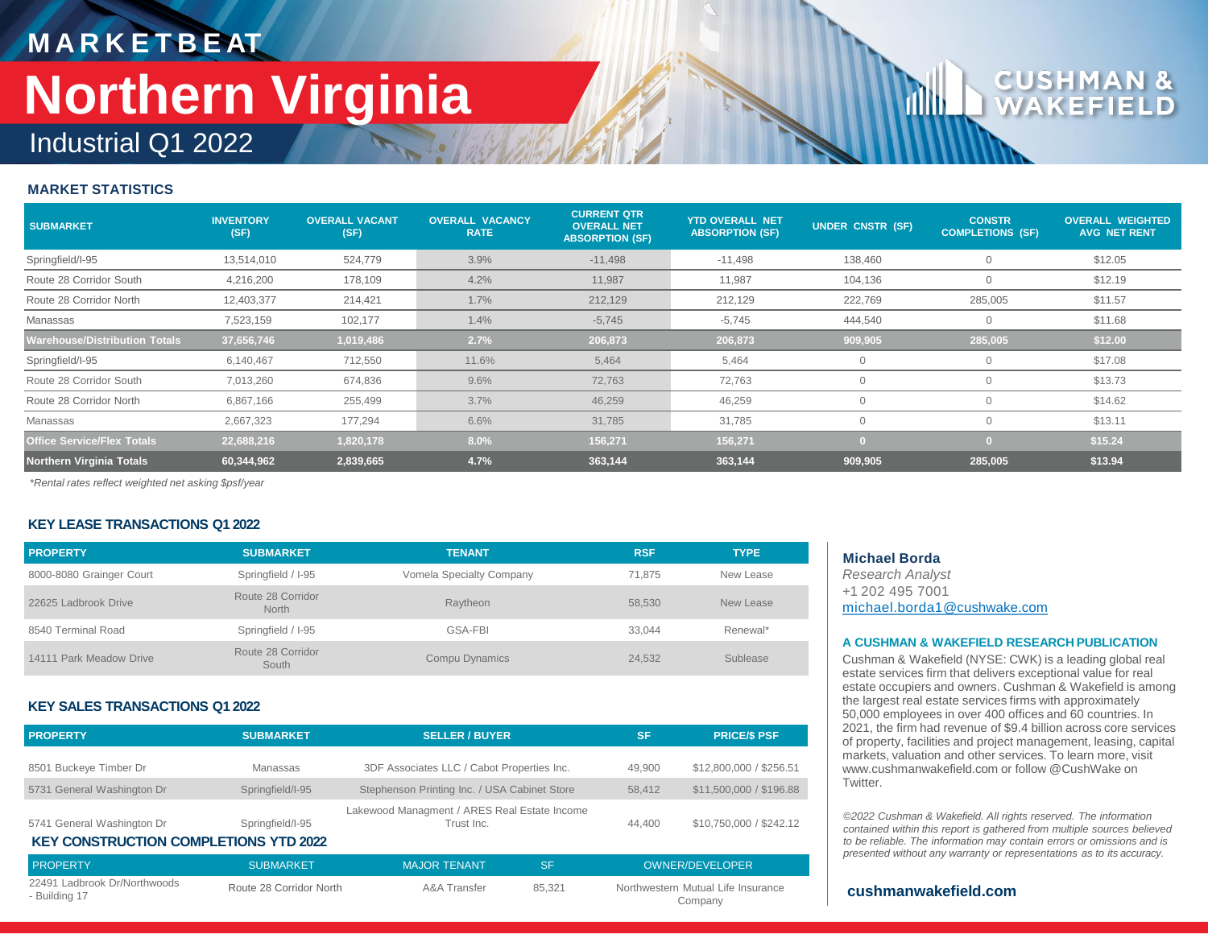# MARKETBEAT

# Northern Virginia

## Industrial Q1 2022

### MARKET STATISTICS

| SUBMARKET | INVENTORY (SF) | OVERALL VACANT (SF) | OVERALL VACANCY RATE | CURRENT QTR OVERALL NET ABSORPTION (SF) | YTD OVERALL NET ABSORPTION (SF) | UNDER CNSTR (SF) | CONSTR COMPLETIONS (SF) | OVERALL WEIGHTED AVG NET RENT |
|---|---|---|---|---|---|---|---|---|
| Springfield/I-95 | 13,514,010 | 524,779 | 3.9% | -11,498 | -11,498 | 138,460 | 0 | $12.05 |
| Route 28 Corridor South | 4,216,200 | 178,109 | 4.2% | 11,987 | 11,987 | 104,136 | 0 | $12.19 |
| Route 28 Corridor North | 12,403,377 | 214,421 | 1.7% | 212,129 | 212,129 | 222,769 | 285,005 | $11.57 |
| Manassas | 7,523,159 | 102,177 | 1.4% | -5,745 | -5,745 | 444,540 | 0 | $11.68 |
| **Warehouse/Distribution Totals** | **37,656,746** | **1,019,486** | **2.7%** | **206,873** | **206,873** | **909,905** | **285,005** | **$12.00** |
| Springfield/I-95 | 6,140,467 | 712,550 | 11.6% | 5,464 | 5,464 | 0 | 0 | $17.08 |
| Route 28 Corridor South | 7,013,260 | 674,836 | 9.6% | 72,763 | 72,763 | 0 | 0 | $13.73 |
| Route 28 Corridor North | 6,867,166 | 255,499 | 3.7% | 46,259 | 46,259 | 0 | 0 | $14.62 |
| Manassas | 2,667,323 | 177,294 | 6.6% | 31,785 | 31,785 | 0 | 0 | $13.11 |
| **Office Service/Flex Totals** | **22,688,216** | **1,820,178** | **8.0%** | **156,271** | **156,271** | **0** | **0** | **$15.24** |
| **Northern Virginia Totals** | **60,344,962** | **2,839,665** | **4.7%** | **363,144** | **363,144** | **909,905** | **285,005** | **$13.94** |

*\*Rental rates reflect weighted net asking $psf/year*

### KEY LEASE TRANSACTIONS Q1 2022

| PROPERTY | SUBMARKET | TENANT | RSF | TYPE |
|---|---|---|---|---|
| 8000-8080 Grainger Court | Springfield / I-95 | Vomela Specialty Company | 71,875 | New Lease |
| 22625 Ladbrook Drive | Route 28 Corridor North | Raytheon | 58,530 | New Lease |
| 8540 Terminal Road | Springfield / I-95 | GSA-FBI | 33,044 | Renewal* |
| 14111 Park Meadow Drive | Route 28 Corridor South | Compu Dynamics | 24,532 | Sublease |

### KEY SALES TRANSACTIONS Q1 2022

| PROPERTY | SUBMARKET | SELLER / BUYER | SF | PRICE/$ PSF |
|---|---|---|---|---|
| 8501 Buckeye Timber Dr | Manassas | 3DF Associates LLC / Cabot Properties Inc. | 49,900 | $12,800,000 / $256.51 |
| 5731 General Washington Dr | Springfield/I-95 | Stephenson Printing Inc. / USA Cabinet Store | 58,412 | $11,500,000 / $196.88 |
| 5741 General Washington Dr | Springfield/I-95 | Lakewood Managment / ARES Real Estate Income Trust Inc. | 44,400 | $10,750,000 / $242.12 |

### KEY CONSTRUCTION COMPLETIONS YTD 2022

| PROPERTY | SUBMARKET | MAJOR TENANT | SF | OWNER/DEVELOPER |
|---|---|---|---|---|
| 22491 Ladbrook Dr/Northwoods - Building 17 | Route 28 Corridor North | A&A Transfer | 85,321 | Northwestern Mutual Life Insurance Company |

**Michael Borda**
*Research Analyst*
+1 202 495 7001
michael.borda1@cushwake.com

**A CUSHMAN & WAKEFIELD RESEARCH PUBLICATION**

Cushman & Wakefield (NYSE: CWK) is a leading global real estate services firm that delivers exceptional value for real estate occupiers and owners. Cushman & Wakefield is among the largest real estate services firms with approximately 50,000 employees in over 400 offices and 60 countries. In 2021, the firm had revenue of $9.4 billion across core services of property, facilities and project management, leasing, capital markets, valuation and other services. To learn more, visit www.cushmanwakefield.com or follow @CushWake on Twitter.

*©2022 Cushman & Wakefield. All rights reserved. The information contained within this report is gathered from multiple sources believed to be reliable. The information may contain errors or omissions and is presented without any warranty or representations as to its accuracy.*

**cushmanwakefield.com**